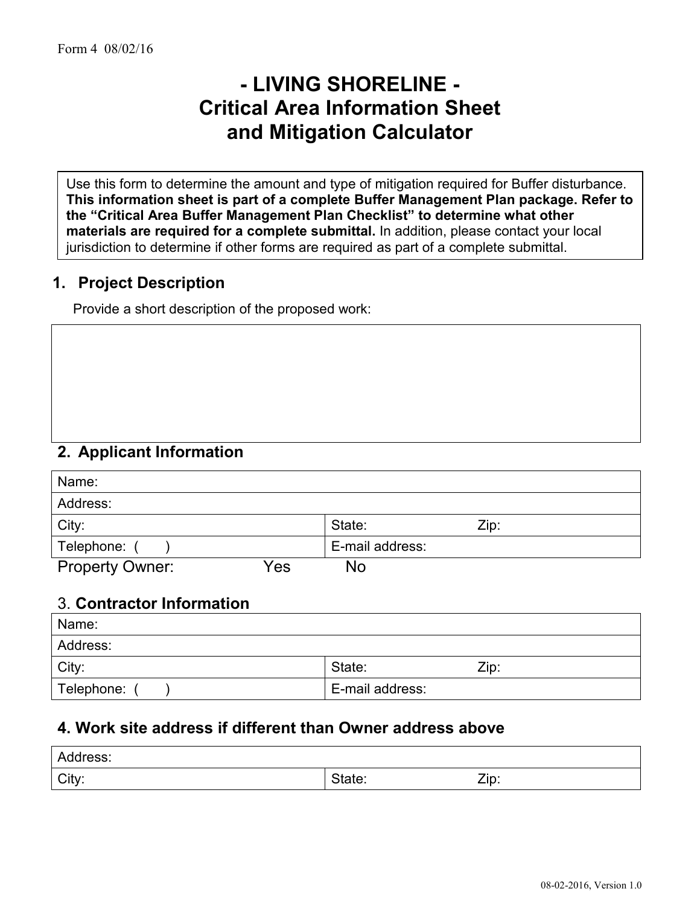Form 4 08/02/16

# - LIVING SHORELINE -
# Critical Area Information Sheet and Mitigation Calculator

Use this form to determine the amount and type of mitigation required for Buffer disturbance. **This information sheet is part of a complete Buffer Management Plan package. Refer to the "Critical Area Buffer Management Plan Checklist" to determine what other materials are required for a complete submittal.** In addition, please contact your local jurisdiction to determine if other forms are required as part of a complete submittal.

## 1. Project Description

Provide a short description of the proposed work:

|  |
|---|
|  |

## 2. Applicant Information

| Name: | |
|---|---|
| Address: | |
| City: | State: Zip: |
| Telephone: ( ) | E-mail address: |

Property Owner: Yes No

## 3. Contractor Information

| Name: | |
|---|---|
| Address: | |
| City: | State: Zip: |
| Telephone: ( ) | E-mail address: |

## 4. Work site address if different than Owner address above

| Address: | |
|---|---|
| City: | State: Zip: |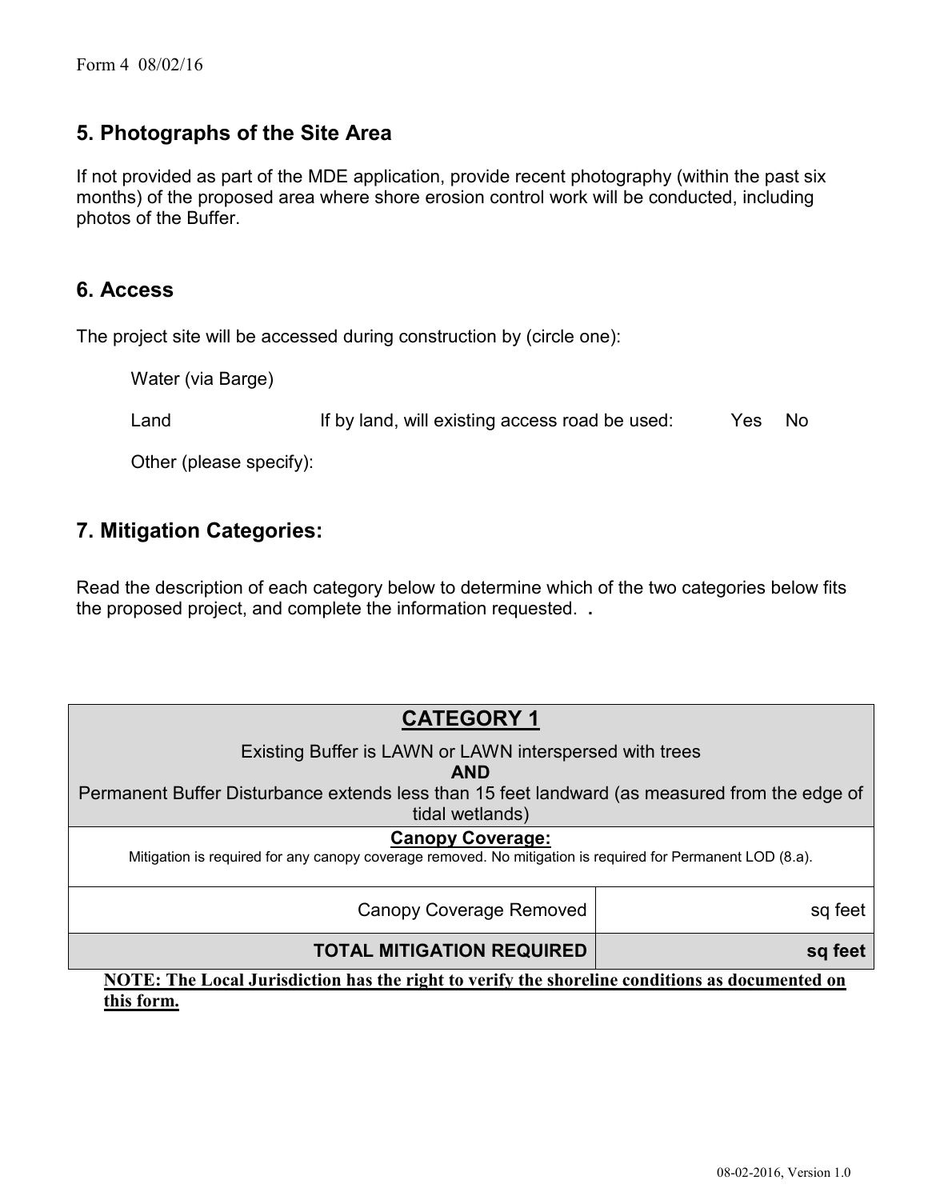## 5. Photographs of the Site Area

If not provided as part of the MDE application, provide recent photography (within the past six months) of the proposed area where shore erosion control work will be conducted, including photos of the Buffer.

## 6. Access

The project site will be accessed during construction by (circle one):

Water (via Barge)

Land If by land, will existing access road be used: Yes No

Other (please specify):

## 7. Mitigation Categories:

Read the description of each category below to determine which of the two categories below fits the proposed project, and complete the information requested. **.**

| **CATEGORY 1**<br>Existing Buffer is LAWN or LAWN interspersed with trees<br>**AND**<br>Permanent Buffer Disturbance extends less than 15 feet landward (as measured from the edge of tidal wetlands) | |
|---|---|
| **Canopy Coverage:**<br>Mitigation is required for any canopy coverage removed. No mitigation is required for Permanent LOD (8.a). | |
| Canopy Coverage Removed | sq feet |
| **TOTAL MITIGATION REQUIRED** | **sq feet** |

**NOTE: The Local Jurisdiction has the right to verify the shoreline conditions as documented on this form.**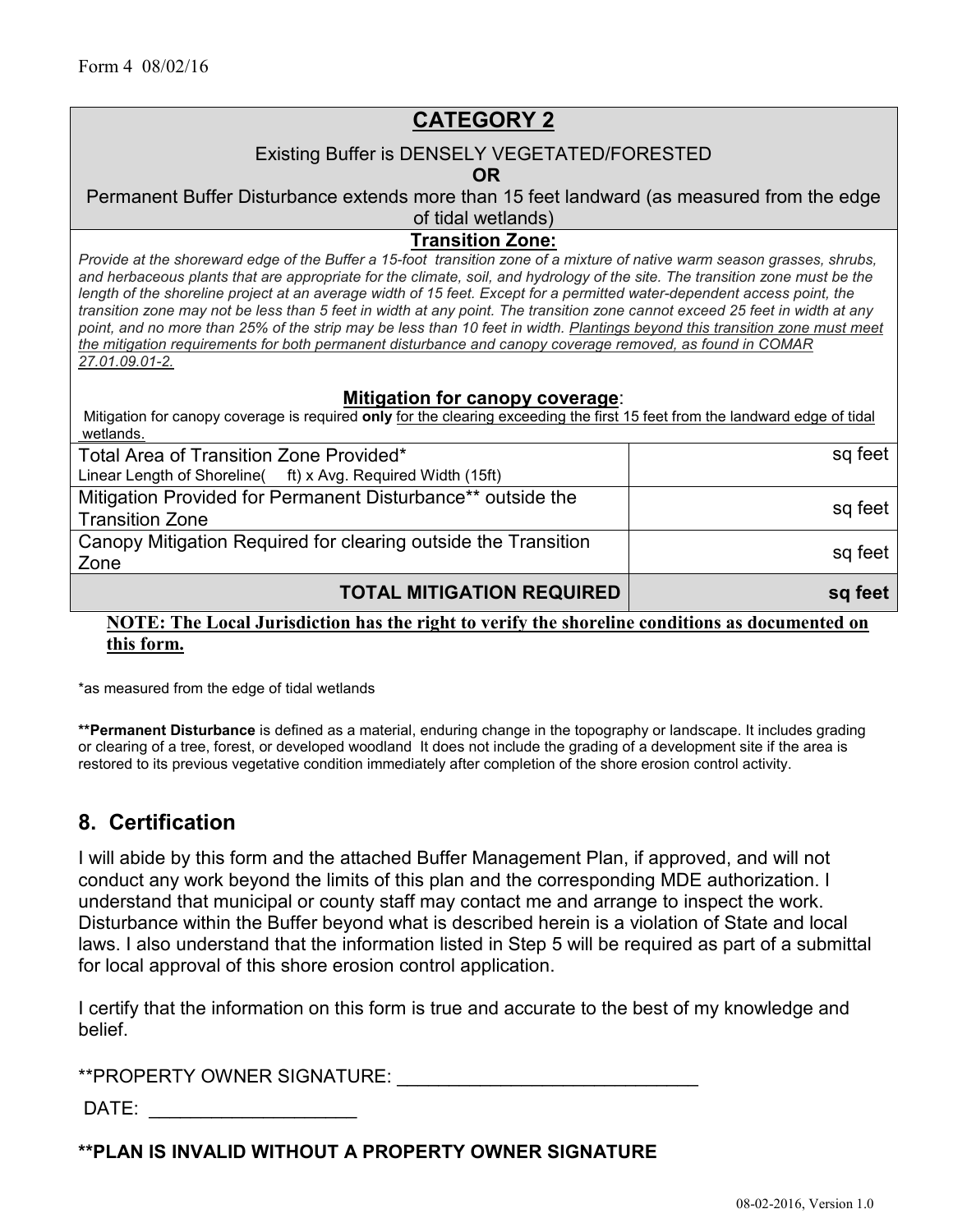Form 4 08/02/16

## CATEGORY 2

Existing Buffer is DENSELY VEGETATED/FORESTED

**OR**

Permanent Buffer Disturbance extends more than 15 feet landward (as measured from the edge of tidal wetlands)

### Transition Zone:

*Provide at the shoreward edge of the Buffer a 15-foot transition zone of a mixture of native warm season grasses, shrubs, and herbaceous plants that are appropriate for the climate, soil, and hydrology of the site. The transition zone must be the length of the shoreline project at an average width of 15 feet. Except for a permitted water-dependent access point, the transition zone may not be less than 5 feet in width at any point. The transition zone cannot exceed 25 feet in width at any point, and no more than 25% of the strip may be less than 10 feet in width. Plantings beyond this transition zone must meet the mitigation requirements for both permanent disturbance and canopy coverage removed, as found in COMAR 27.01.09.01-2.*

### Mitigation for canopy coverage:

Mitigation for canopy coverage is required **only** for the clearing exceeding the first 15 feet from the landward edge of tidal wetlands.

| | |
|---|---|
| Total Area of Transition Zone Provided*<br>Linear Length of Shoreline( ft) x Avg. Required Width (15ft) | sq feet |
| Mitigation Provided for Permanent Disturbance** outside the Transition Zone | sq feet |
| Canopy Mitigation Required for clearing outside the Transition Zone | sq feet |
| **TOTAL MITIGATION REQUIRED** | **sq feet** |

**NOTE: The Local Jurisdiction has the right to verify the shoreline conditions as documented on this form.**

*as measured from the edge of tidal wetlands

****Permanent Disturbance** is defined as a material, enduring change in the topography or landscape. It includes grading or clearing of a tree, forest, or developed woodland It does not include the grading of a development site if the area is restored to its previous vegetative condition immediately after completion of the shore erosion control activity.

## 8. Certification

I will abide by this form and the attached Buffer Management Plan, if approved, and will not conduct any work beyond the limits of this plan and the corresponding MDE authorization. I understand that municipal or county staff may contact me and arrange to inspect the work. Disturbance within the Buffer beyond what is described herein is a violation of State and local laws. I also understand that the information listed in Step 5 will be required as part of a submittal for local approval of this shore erosion control application.

I certify that the information on this form is true and accurate to the best of my knowledge and belief.

**PROPERTY OWNER SIGNATURE: ____________________________

DATE: ____________________

****PLAN IS INVALID WITHOUT A PROPERTY OWNER SIGNATURE**

08-02-2016, Version 1.0